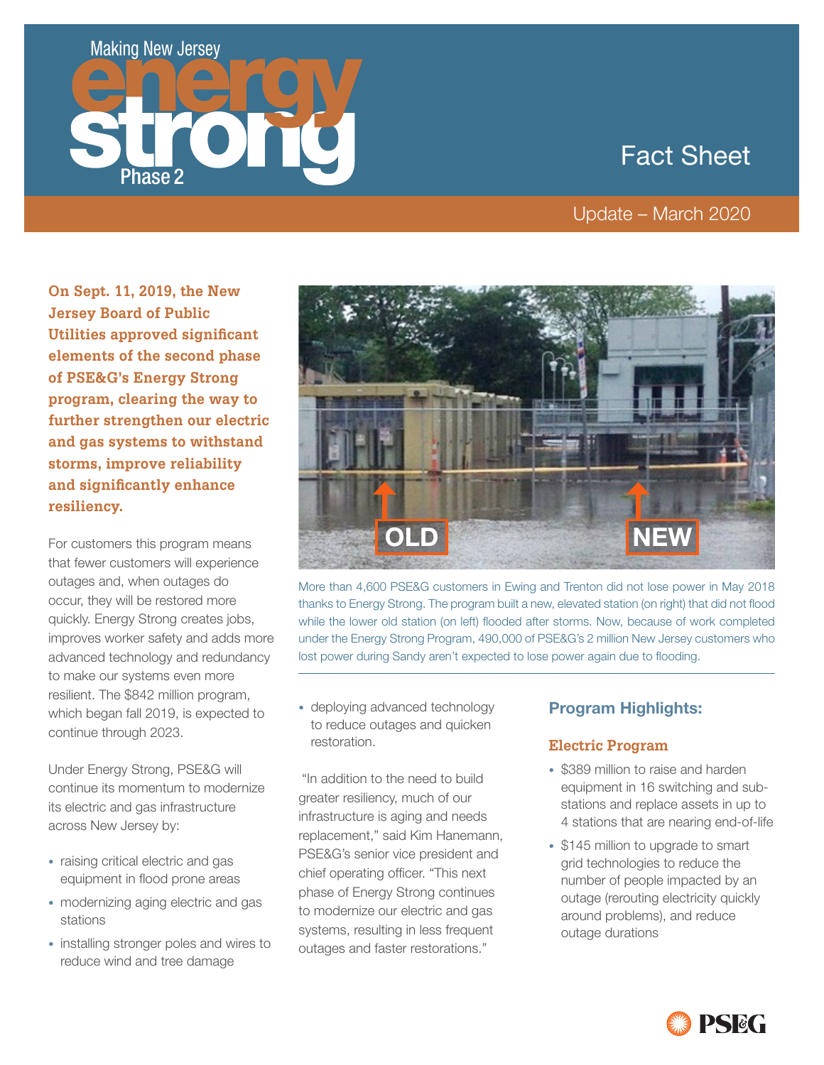# Making New Jersey energy strong Phase 2

## Fact Sheet

Update – March 2020

**On Sept. 11, 2019, the New Jersey Board of Public Utilities approved significant elements of the second phase of PSE&G's Energy Strong program, clearing the way to further strengthen our electric and gas systems to withstand storms, improve reliability and significantly enhance resiliency.**

For customers this program means that fewer customers will experience outages and, when outages do occur, they will be restored more quickly. Energy Strong creates jobs, improves worker safety and adds more advanced technology and redundancy to make our systems even more resilient. The $842 million program, which began fall 2019, is expected to continue through 2023.

Under Energy Strong, PSE&G will continue its momentum to modernize its electric and gas infrastructure across New Jersey by:

- raising critical electric and gas equipment in flood prone areas
- modernizing aging electric and gas stations
- installing stronger poles and wires to reduce wind and tree damage
- deploying advanced technology to reduce outages and quicken restoration.

More than 4,600 PSE&G customers in Ewing and Trenton did not lose power in May 2018 thanks to Energy Strong. The program built a new, elevated station (on right) that did not flood while the lower old station (on left) flooded after storms. Now, because of work completed under the Energy Strong Program, 490,000 of PSE&G's 2 million New Jersey customers who lost power during Sandy aren't expected to lose power again due to flooding.

"In addition to the need to build greater resiliency, much of our infrastructure is aging and needs replacement," said Kim Hanemann, PSE&G's senior vice president and chief operating officer. "This next phase of Energy Strong continues to modernize our electric and gas systems, resulting in less frequent outages and faster restorations."

## Program Highlights:

### Electric Program

- $389 million to raise and harden equipment in 16 switching and sub-stations and replace assets in up to 4 stations that are nearing end-of-life
- $145 million to upgrade to smart grid technologies to reduce the number of people impacted by an outage (rerouting electricity quickly around problems), and reduce outage durations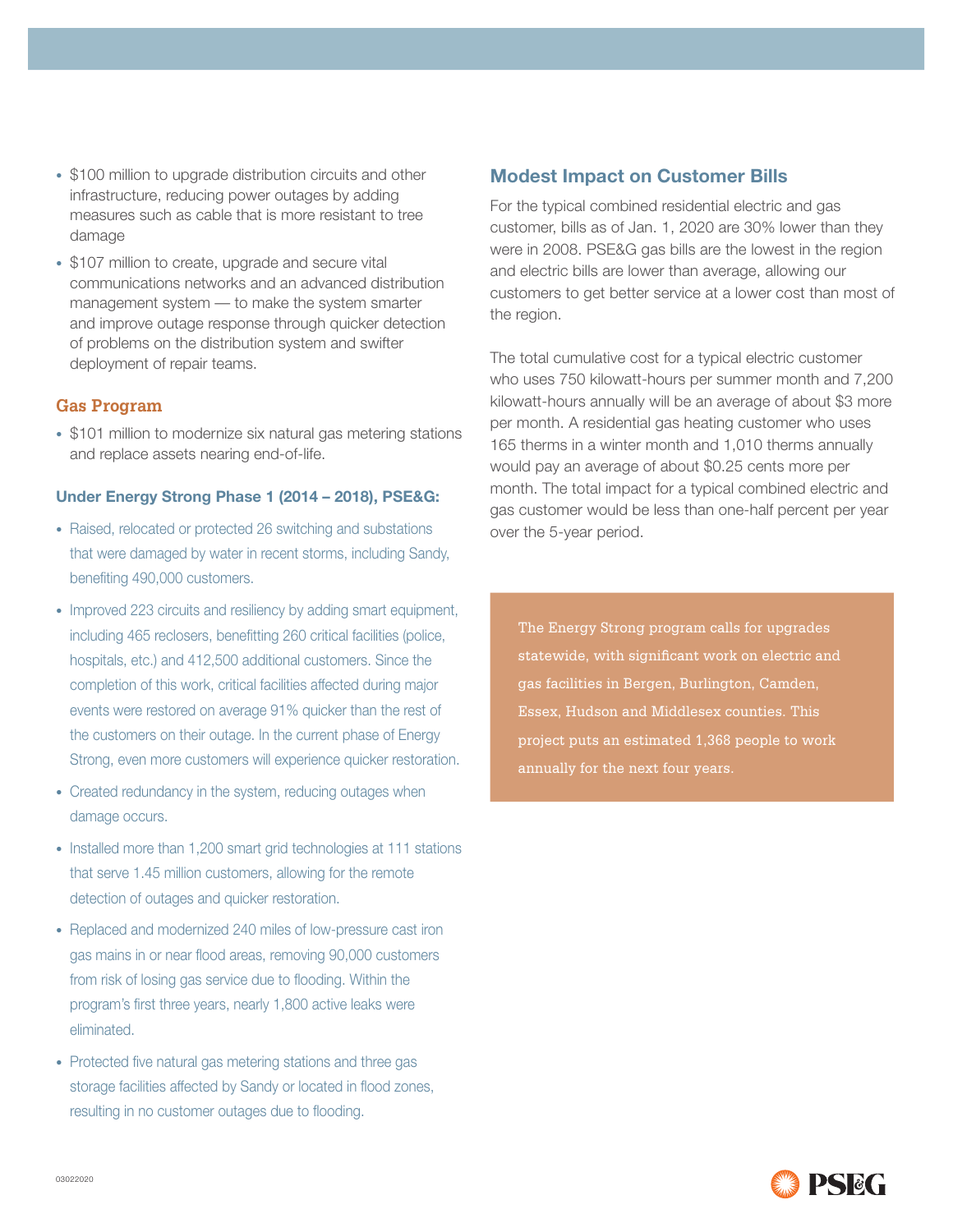- $100 million to upgrade distribution circuits and other infrastructure, reducing power outages by adding measures such as cable that is more resistant to tree damage
- $107 million to create, upgrade and secure vital communications networks and an advanced distribution management system — to make the system smarter and improve outage response through quicker detection of problems on the distribution system and swifter deployment of repair teams.

### Gas Program

- $101 million to modernize six natural gas metering stations and replace assets nearing end-of-life.

#### Under Energy Strong Phase 1 (2014 – 2018), PSE&G:

- Raised, relocated or protected 26 switching and substations that were damaged by water in recent storms, including Sandy, benefiting 490,000 customers.
- Improved 223 circuits and resiliency by adding smart equipment, including 465 reclosers, benefitting 260 critical facilities (police, hospitals, etc.) and 412,500 additional customers. Since the completion of this work, critical facilities affected during major events were restored on average 91% quicker than the rest of the customers on their outage. In the current phase of Energy Strong, even more customers will experience quicker restoration.
- Created redundancy in the system, reducing outages when damage occurs.
- Installed more than 1,200 smart grid technologies at 111 stations that serve 1.45 million customers, allowing for the remote detection of outages and quicker restoration.
- Replaced and modernized 240 miles of low-pressure cast iron gas mains in or near flood areas, removing 90,000 customers from risk of losing gas service due to flooding. Within the program's first three years, nearly 1,800 active leaks were eliminated.
- Protected five natural gas metering stations and three gas storage facilities affected by Sandy or located in flood zones, resulting in no customer outages due to flooding.

## Modest Impact on Customer Bills

For the typical combined residential electric and gas customer, bills as of Jan. 1, 2020 are 30% lower than they were in 2008. PSE&G gas bills are the lowest in the region and electric bills are lower than average, allowing our customers to get better service at a lower cost than most of the region.

The total cumulative cost for a typical electric customer who uses 750 kilowatt-hours per summer month and 7,200 kilowatt-hours annually will be an average of about $3 more per month. A residential gas heating customer who uses 165 therms in a winter month and 1,010 therms annually would pay an average of about $0.25 cents more per month. The total impact for a typical combined electric and gas customer would be less than one-half percent per year over the 5-year period.

The Energy Strong program calls for upgrades statewide, with significant work on electric and gas facilities in Bergen, Burlington, Camden, Essex, Hudson and Middlesex counties. This project puts an estimated 1,368 people to work annually for the next four years.

03022020

PSEG